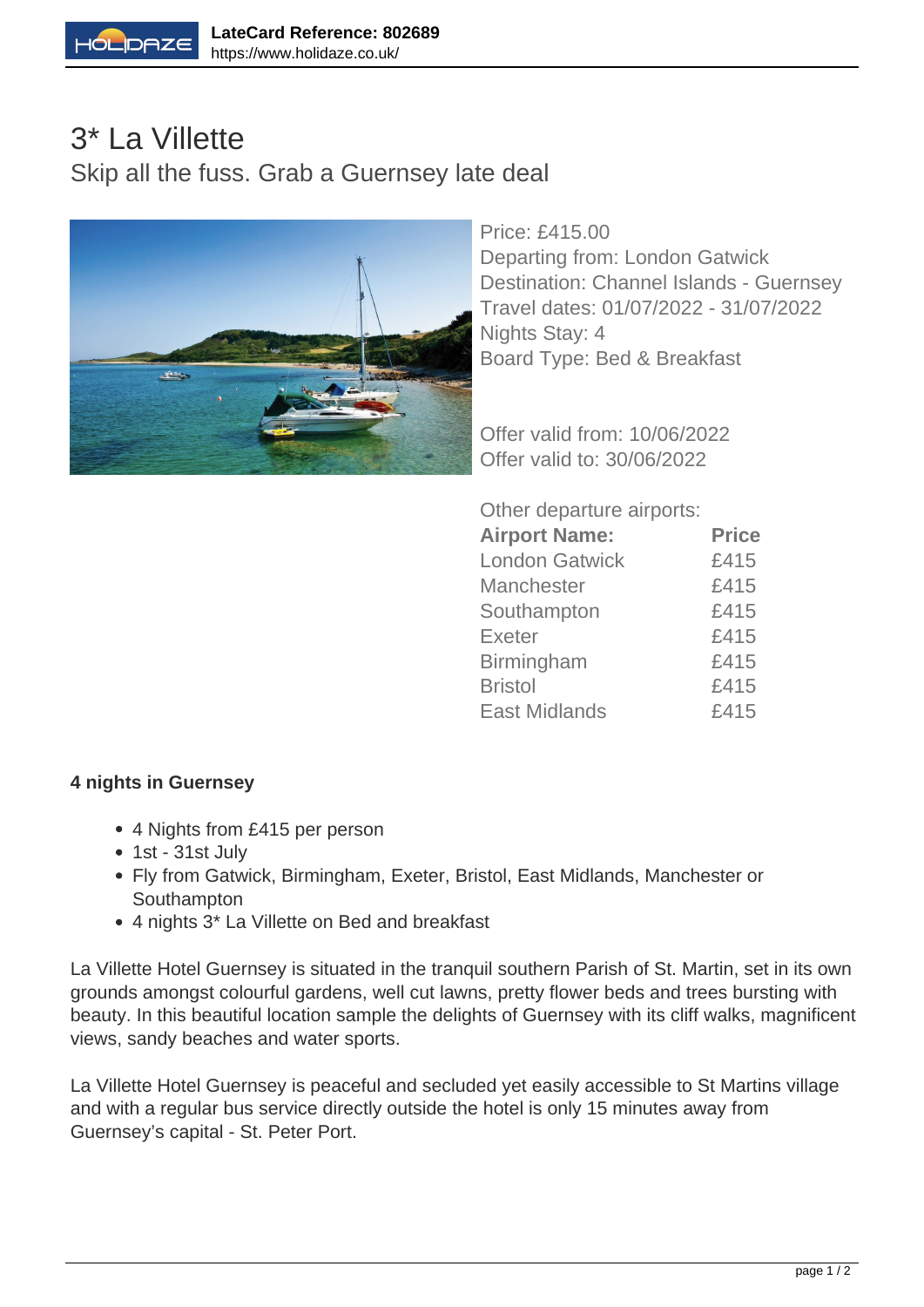LateCard Reference: 802689
https://www.holidaze.co.uk/

# 3* La Villette

## Skip all the fuss. Grab a Guernsey late deal

Price: £415.00
Departing from: London Gatwick
Destination: Channel Islands - Guernsey
Travel dates: 01/07/2022 - 31/07/2022
Nights Stay: 4
Board Type: Bed & Breakfast

Offer valid from: 10/06/2022
Offer valid to: 30/06/2022

Other departure airports:

| Airport Name: | Price |
|---|---|
| London Gatwick | £415 |
| Manchester | £415 |
| Southampton | £415 |
| Exeter | £415 |
| Birmingham | £415 |
| Bristol | £415 |
| East Midlands | £415 |

**4 nights in Guernsey**

- 4 Nights from £415 per person
- 1st - 31st July
- Fly from Gatwick, Birmingham, Exeter, Bristol, East Midlands, Manchester or Southampton
- 4 nights 3* La Villette on Bed and breakfast

La Villette Hotel Guernsey is situated in the tranquil southern Parish of St. Martin, set in its own grounds amongst colourful gardens, well cut lawns, pretty flower beds and trees bursting with beauty. In this beautiful location sample the delights of Guernsey with its cliff walks, magnificent views, sandy beaches and water sports.

La Villette Hotel Guernsey is peaceful and secluded yet easily accessible to St Martins village and with a regular bus service directly outside the hotel is only 15 minutes away from Guernsey's capital - St. Peter Port.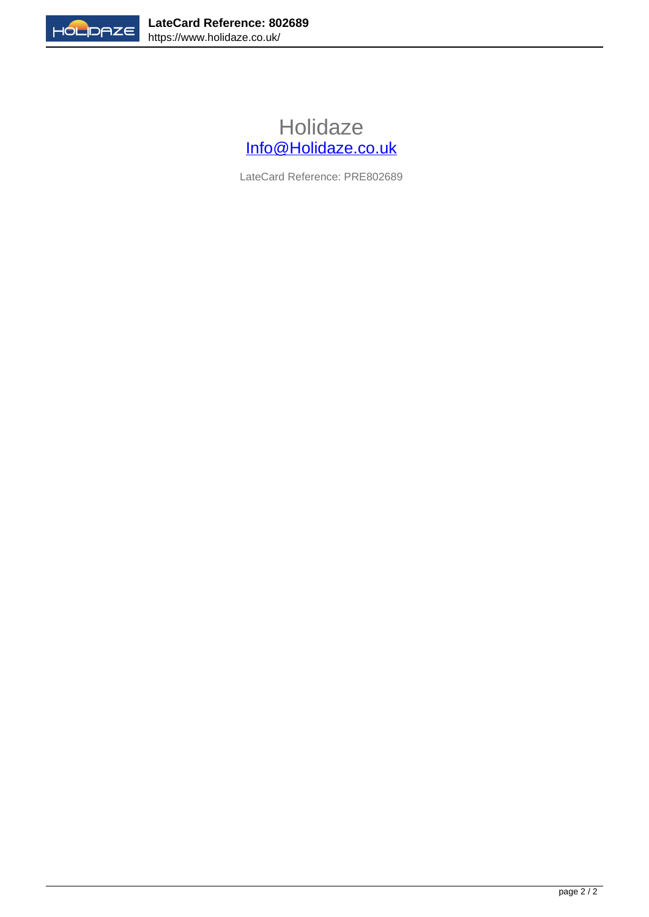Holidaze

[Info@Holidaze.co.uk](mailto:Info@Holidaze.co.uk)

LateCard Reference: PRE802689